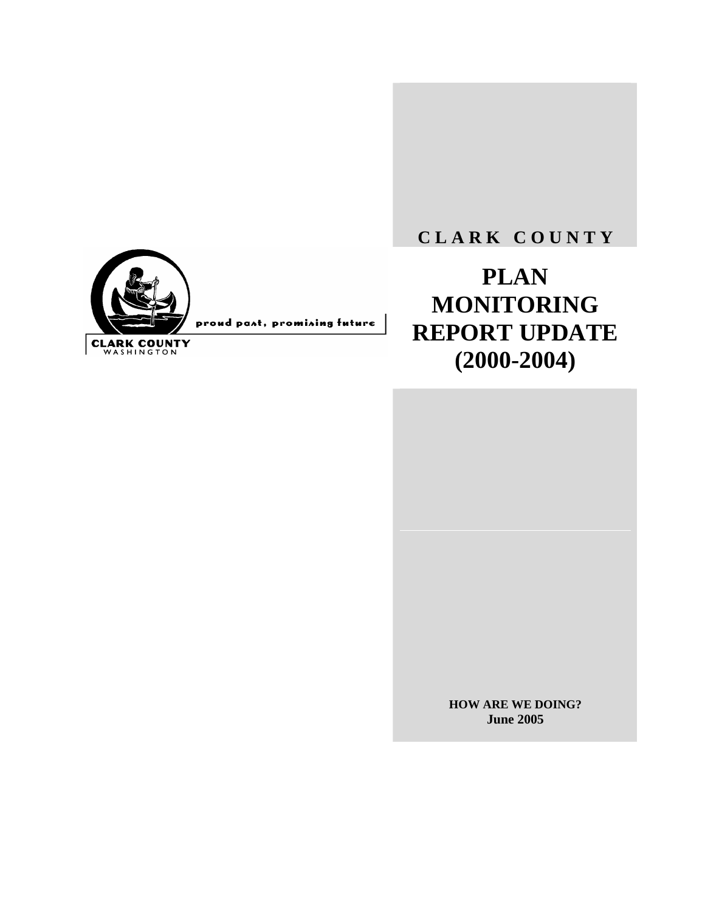proud past, promising future

CLARK COUNTY
WASHINGTON

**CLARK COUNTY**

# PLAN MONITORING REPORT UPDATE (2000-2004)

**HOW ARE WE DOING?**
**June 2005**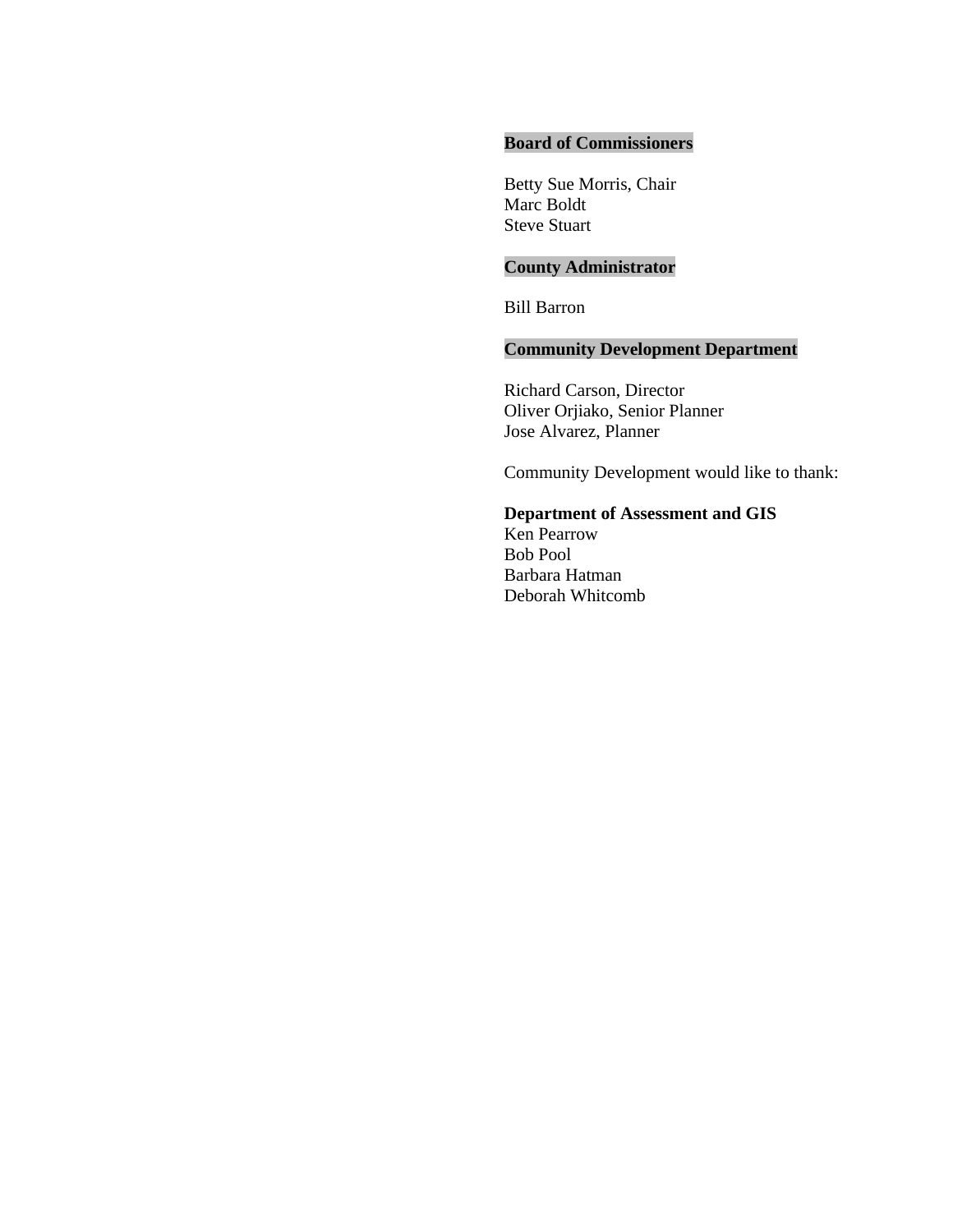**Board of Commissioners**

Betty Sue Morris, Chair
Marc Boldt
Steve Stuart

**County Administrator**

Bill Barron

**Community Development Department**

Richard Carson, Director
Oliver Orjiako, Senior Planner
Jose Alvarez, Planner

Community Development would like to thank:

**Department of Assessment and GIS**
Ken Pearrow
Bob Pool
Barbara Hatman
Deborah Whitcomb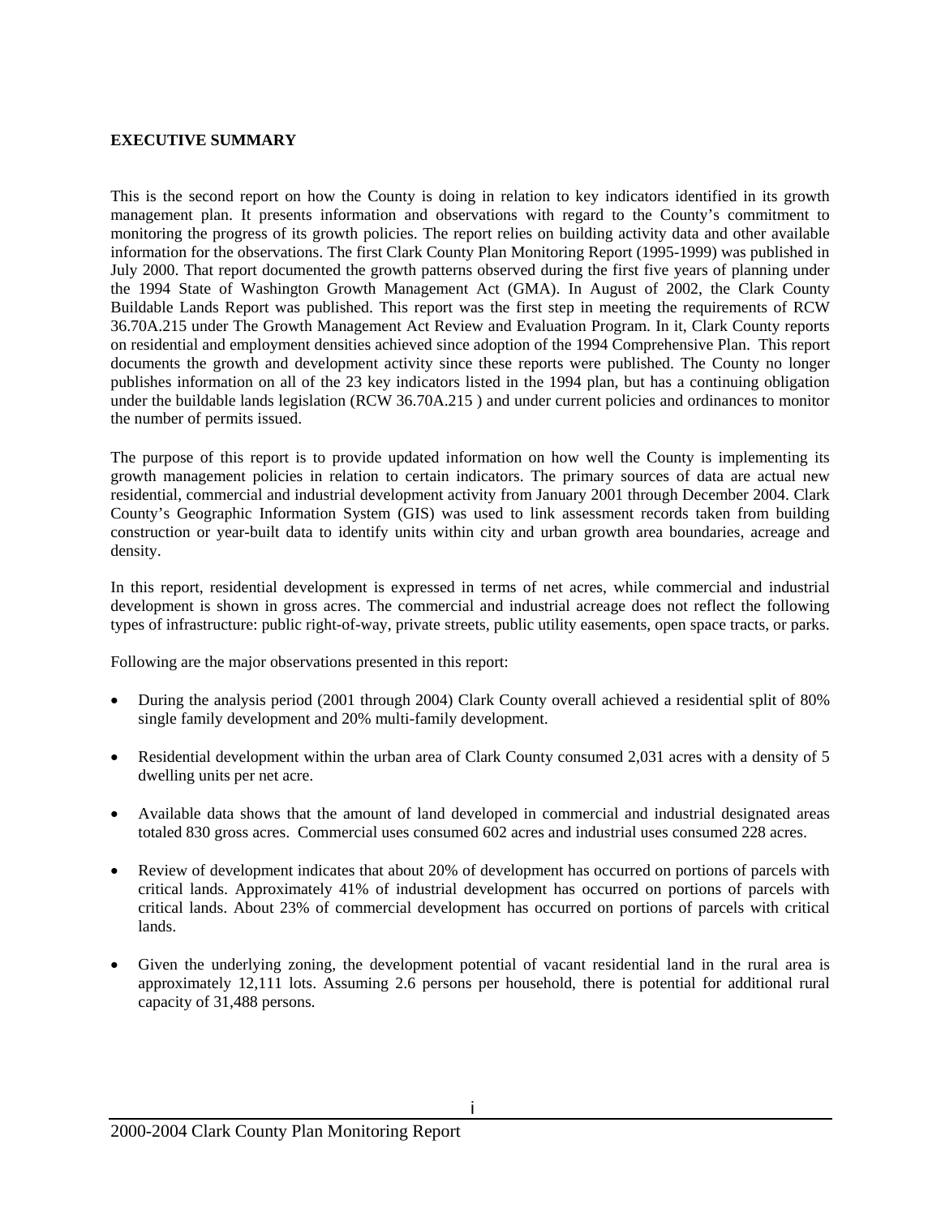## EXECUTIVE SUMMARY

This is the second report on how the County is doing in relation to key indicators identified in its growth management plan. It presents information and observations with regard to the County's commitment to monitoring the progress of its growth policies. The report relies on building activity data and other available information for the observations. The first Clark County Plan Monitoring Report (1995-1999) was published in July 2000. That report documented the growth patterns observed during the first five years of planning under the 1994 State of Washington Growth Management Act (GMA). In August of 2002, the Clark County Buildable Lands Report was published. This report was the first step in meeting the requirements of RCW 36.70A.215 under The Growth Management Act Review and Evaluation Program. In it, Clark County reports on residential and employment densities achieved since adoption of the 1994 Comprehensive Plan. This report documents the growth and development activity since these reports were published. The County no longer publishes information on all of the 23 key indicators listed in the 1994 plan, but has a continuing obligation under the buildable lands legislation (RCW 36.70A.215 ) and under current policies and ordinances to monitor the number of permits issued.

The purpose of this report is to provide updated information on how well the County is implementing its growth management policies in relation to certain indicators. The primary sources of data are actual new residential, commercial and industrial development activity from January 2001 through December 2004. Clark County's Geographic Information System (GIS) was used to link assessment records taken from building construction or year-built data to identify units within city and urban growth area boundaries, acreage and density.

In this report, residential development is expressed in terms of net acres, while commercial and industrial development is shown in gross acres. The commercial and industrial acreage does not reflect the following types of infrastructure: public right-of-way, private streets, public utility easements, open space tracts, or parks.

Following are the major observations presented in this report:

- During the analysis period (2001 through 2004) Clark County overall achieved a residential split of 80% single family development and 20% multi-family development.
- Residential development within the urban area of Clark County consumed 2,031 acres with a density of 5 dwelling units per net acre.
- Available data shows that the amount of land developed in commercial and industrial designated areas totaled 830 gross acres. Commercial uses consumed 602 acres and industrial uses consumed 228 acres.
- Review of development indicates that about 20% of development has occurred on portions of parcels with critical lands. Approximately 41% of industrial development has occurred on portions of parcels with critical lands. About 23% of commercial development has occurred on portions of parcels with critical lands.
- Given the underlying zoning, the development potential of vacant residential land in the rural area is approximately 12,111 lots. Assuming 2.6 persons per household, there is potential for additional rural capacity of 31,488 persons.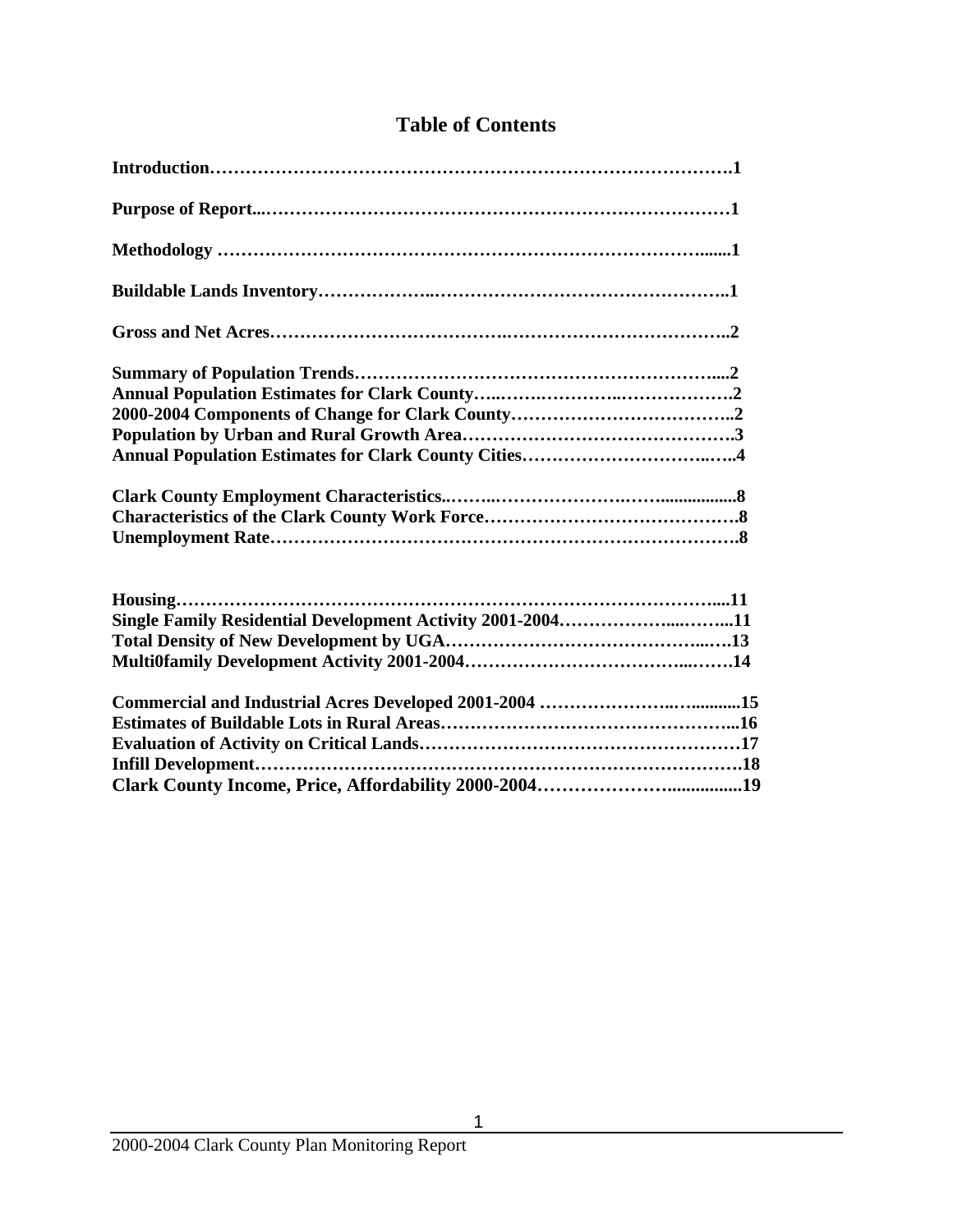# Table of Contents

**Introduction……………………………………………………………………………….1**

**Purpose of Report...………………………………………………………………………1**

**Methodology ……………………………………………………………………….......1**

**Buildable Lands Inventory………………..…………………………………………..1**

**Gross and Net Acres…………………………………..……………………………..2**

**Summary of Population Trends…………………………………………………....2**
**Annual Population Estimates for Clark County…..……..…………..……………….2**
**2000-2004 Components of Change for Clark County………………………………..2**
**Population by Urban and Rural Growth Area……………………………………….3**
**Annual Population Estimates for Clark County Cities…………………………..…..4**

**Clark County Employment Characteristics..……..…………………..……................8**
**Characteristics of the Clark County Work Force…………………………………….8**
**Unemployment Rate………………………………………………………………….8**

**Housing………………………………………………………………………………....11**
**Single Family Residential Development Activity 2001-2004……………......……..11**
**Total Density of New Development by UGA……………………………………...….13**
**Multi0family Development Activity 2001-2004………………………………...…….14**

**Commercial and Industrial Acres Developed 2001-2004 ………………….…...........15**
**Estimates of Buildable Lots in Rural Areas…………………………………………...16**
**Evaluation of Activity on Critical Lands……………………………………………17**
**Infill Development……………………………………………………………………….18**
**Clark County Income, Price, Affordability 2000-2004…………………................19**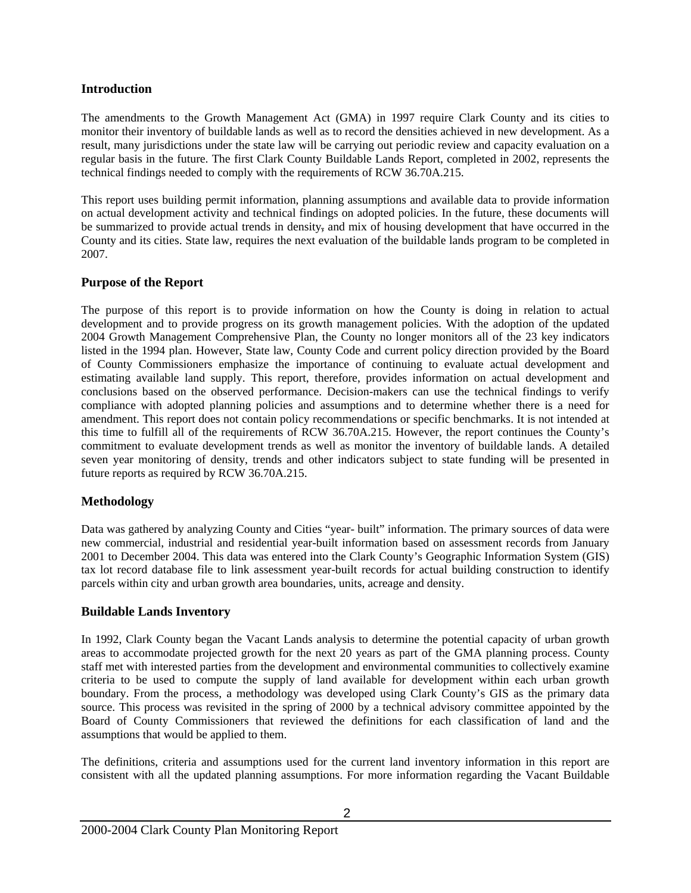## Introduction

The amendments to the Growth Management Act (GMA) in 1997 require Clark County and its cities to monitor their inventory of buildable lands as well as to record the densities achieved in new development. As a result, many jurisdictions under the state law will be carrying out periodic review and capacity evaluation on a regular basis in the future. The first Clark County Buildable Lands Report, completed in 2002, represents the technical findings needed to comply with the requirements of RCW 36.70A.215.

This report uses building permit information, planning assumptions and available data to provide information on actual development activity and technical findings on adopted policies. In the future, these documents will be summarized to provide actual trends in density, and mix of housing development that have occurred in the County and its cities. State law, requires the next evaluation of the buildable lands program to be completed in 2007.

## Purpose of the Report

The purpose of this report is to provide information on how the County is doing in relation to actual development and to provide progress on its growth management policies. With the adoption of the updated 2004 Growth Management Comprehensive Plan, the County no longer monitors all of the 23 key indicators listed in the 1994 plan. However, State law, County Code and current policy direction provided by the Board of County Commissioners emphasize the importance of continuing to evaluate actual development and estimating available land supply. This report, therefore, provides information on actual development and conclusions based on the observed performance. Decision-makers can use the technical findings to verify compliance with adopted planning policies and assumptions and to determine whether there is a need for amendment. This report does not contain policy recommendations or specific benchmarks. It is not intended at this time to fulfill all of the requirements of RCW 36.70A.215. However, the report continues the County's commitment to evaluate development trends as well as monitor the inventory of buildable lands. A detailed seven year monitoring of density, trends and other indicators subject to state funding will be presented in future reports as required by RCW 36.70A.215.

## Methodology

Data was gathered by analyzing County and Cities "year- built" information. The primary sources of data were new commercial, industrial and residential year-built information based on assessment records from January 2001 to December 2004. This data was entered into the Clark County's Geographic Information System (GIS) tax lot record database file to link assessment year-built records for actual building construction to identify parcels within city and urban growth area boundaries, units, acreage and density.

## Buildable Lands Inventory

In 1992, Clark County began the Vacant Lands analysis to determine the potential capacity of urban growth areas to accommodate projected growth for the next 20 years as part of the GMA planning process. County staff met with interested parties from the development and environmental communities to collectively examine criteria to be used to compute the supply of land available for development within each urban growth boundary. From the process, a methodology was developed using Clark County's GIS as the primary data source. This process was revisited in the spring of 2000 by a technical advisory committee appointed by the Board of County Commissioners that reviewed the definitions for each classification of land and the assumptions that would be applied to them.

The definitions, criteria and assumptions used for the current land inventory information in this report are consistent with all the updated planning assumptions. For more information regarding the Vacant Buildable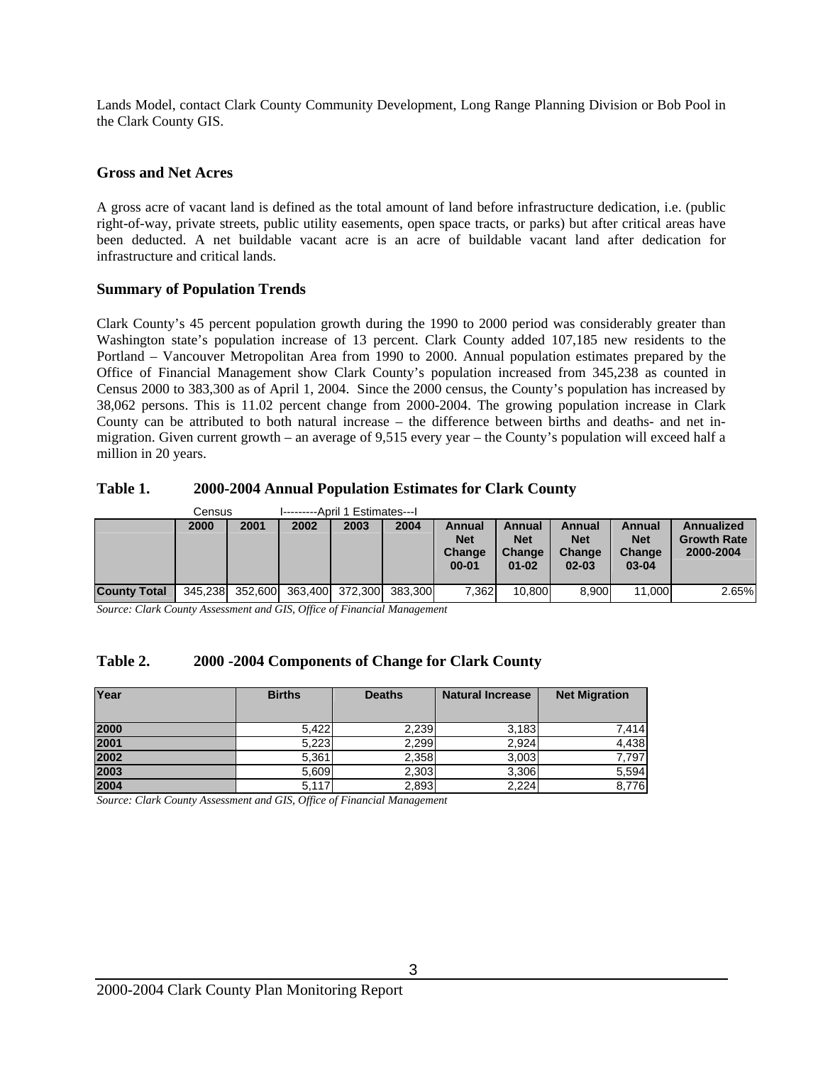Lands Model, contact Clark County Community Development, Long Range Planning Division or Bob Pool in the Clark County GIS.

### Gross and Net Acres

A gross acre of vacant land is defined as the total amount of land before infrastructure dedication, i.e. (public right-of-way, private streets, public utility easements, open space tracts, or parks) but after critical areas have been deducted. A net buildable vacant acre is an acre of buildable vacant land after dedication for infrastructure and critical lands.

### Summary of Population Trends

Clark County's 45 percent population growth during the 1990 to 2000 period was considerably greater than Washington state's population increase of 13 percent. Clark County added 107,185 new residents to the Portland – Vancouver Metropolitan Area from 1990 to 2000. Annual population estimates prepared by the Office of Financial Management show Clark County's population increased from 345,238 as counted in Census 2000 to 383,300 as of April 1, 2004. Since the 2000 census, the County's population has increased by 38,062 persons. This is 11.02 percent change from 2000-2004. The growing population increase in Clark County can be attributed to both natural increase – the difference between births and deaths- and net in-migration. Given current growth – an average of 9,515 every year – the County's population will exceed half a million in 20 years.

### Table 1. 2000-2004 Annual Population Estimates for Clark County

| | Census | I---------April 1 Estimates---I | | | | | | | | |
|---|---|---|---|---|---|---|---|---|---|---|
| | 2000 | 2001 | 2002 | 2003 | 2004 | Annual Net Change 00-01 | Annual Net Change 01-02 | Annual Net Change 02-03 | Annual Net Change 03-04 | Annualized Growth Rate 2000-2004 |
| **County Total** | 345,238 | 352,600 | 363,400 | 372,300 | 383,300 | 7,362 | 10,800 | 8,900 | 11,000 | 2.65% |

*Source: Clark County Assessment and GIS, Office of Financial Management*

### Table 2. 2000 -2004 Components of Change for Clark County

| Year | Births | Deaths | Natural Increase | Net Migration |
|---|---|---|---|---|
| **2000** | 5,422 | 2,239 | 3,183 | 7,414 |
| **2001** | 5,223 | 2,299 | 2,924 | 4,438 |
| **2002** | 5,361 | 2,358 | 3,003 | 7,797 |
| **2003** | 5,609 | 2,303 | 3,306 | 5,594 |
| **2004** | 5,117 | 2,893 | 2,224 | 8,776 |

*Source: Clark County Assessment and GIS, Office of Financial Management*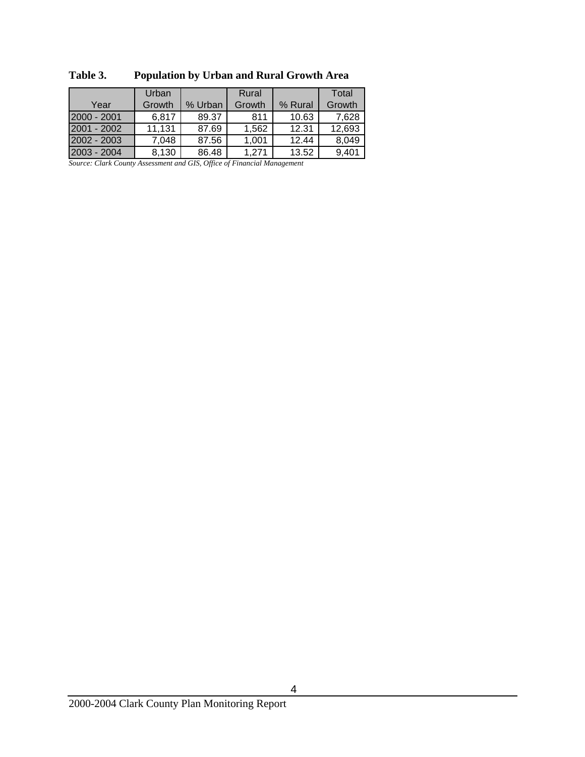**Table 3. Population by Urban and Rural Growth Area**

| Year | Urban Growth | % Urban | Rural Growth | % Rural | Total Growth |
|---|---|---|---|---|---|
| 2000 - 2001 | 6,817 | 89.37 | 811 | 10.63 | 7,628 |
| 2001 - 2002 | 11,131 | 87.69 | 1,562 | 12.31 | 12,693 |
| 2002 - 2003 | 7,048 | 87.56 | 1,001 | 12.44 | 8,049 |
| 2003 - 2004 | 8,130 | 86.48 | 1,271 | 13.52 | 9,401 |

*Source: Clark County Assessment and GIS, Office of Financial Management*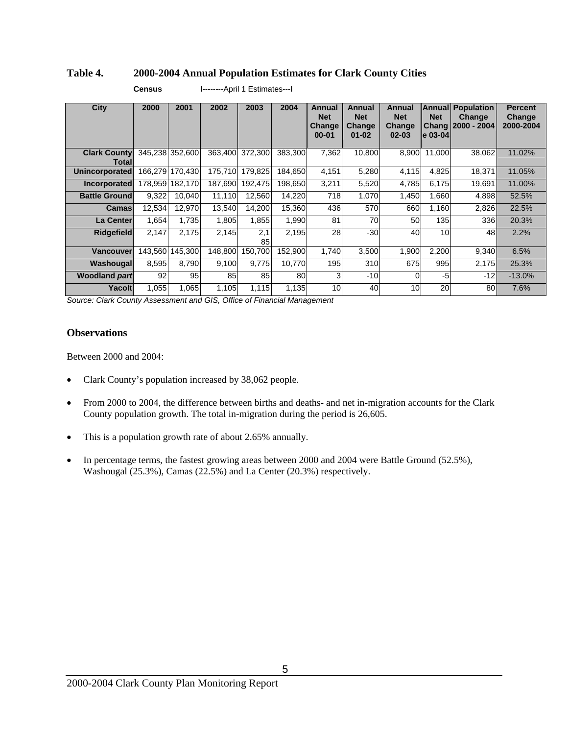**Table 4. 2000-2004 Annual Population Estimates for Clark County Cities**

| City | Census 2000 | April 1 Estimates 2001 | 2002 | 2003 | 2004 | Annual Net Change 00-01 | Annual Net Change 01-02 | Annual Net Change 02-03 | Annual Net Change 03-04 | Population Change 2000 - 2004 | Percent Change 2000-2004 |
|---|---|---|---|---|---|---|---|---|---|---|---|
| **Clark County Total** | 345,238 | 352,600 | 363,400 | 372,300 | 383,300 | 7,362 | 10,800 | 8,900 | 11,000 | 38,062 | 11.02% |
| **Unincorporated** | 166,279 | 170,430 | 175,710 | 179,825 | 184,650 | 4,151 | 5,280 | 4,115 | 4,825 | 18,371 | 11.05% |
| **Incorporated** | 178,959 | 182,170 | 187,690 | 192,475 | 198,650 | 3,211 | 5,520 | 4,785 | 6,175 | 19,691 | 11.00% |
| **Battle Ground** | 9,322 | 10,040 | 11,110 | 12,560 | 14,220 | 718 | 1,070 | 1,450 | 1,660 | 4,898 | 52.5% |
| **Camas** | 12,534 | 12,970 | 13,540 | 14,200 | 15,360 | 436 | 570 | 660 | 1,160 | 2,826 | 22.5% |
| **La Center** | 1,654 | 1,735 | 1,805 | 1,855 | 1,990 | 81 | 70 | 50 | 135 | 336 | 20.3% |
| **Ridgefield** | 2,147 | 2,175 | 2,145 | 2,185 | 2,195 | 28 | -30 | 40 | 10 | 48 | 2.2% |
| **Vancouver** | 143,560 | 145,300 | 148,800 | 150,700 | 152,900 | 1,740 | 3,500 | 1,900 | 2,200 | 9,340 | 6.5% |
| **Washougal** | 8,595 | 8,790 | 9,100 | 9,775 | 10,770 | 195 | 310 | 675 | 995 | 2,175 | 25.3% |
| **Woodland *part*** | 92 | 95 | 85 | 85 | 80 | 3 | -10 | 0 | -5 | -12 | -13.0% |
| **Yacolt** | 1,055 | 1,065 | 1,105 | 1,115 | 1,135 | 10 | 40 | 10 | 20 | 80 | 7.6% |

*Source: Clark County Assessment and GIS, Office of Financial Management*

## Observations

Between 2000 and 2004:

- Clark County's population increased by 38,062 people.
- From 2000 to 2004, the difference between births and deaths- and net in-migration accounts for the Clark County population growth. The total in-migration during the period is 26,605.
- This is a population growth rate of about 2.65% annually.
- In percentage terms, the fastest growing areas between 2000 and 2004 were Battle Ground (52.5%), Washougal (25.3%), Camas (22.5%) and La Center (20.3%) respectively.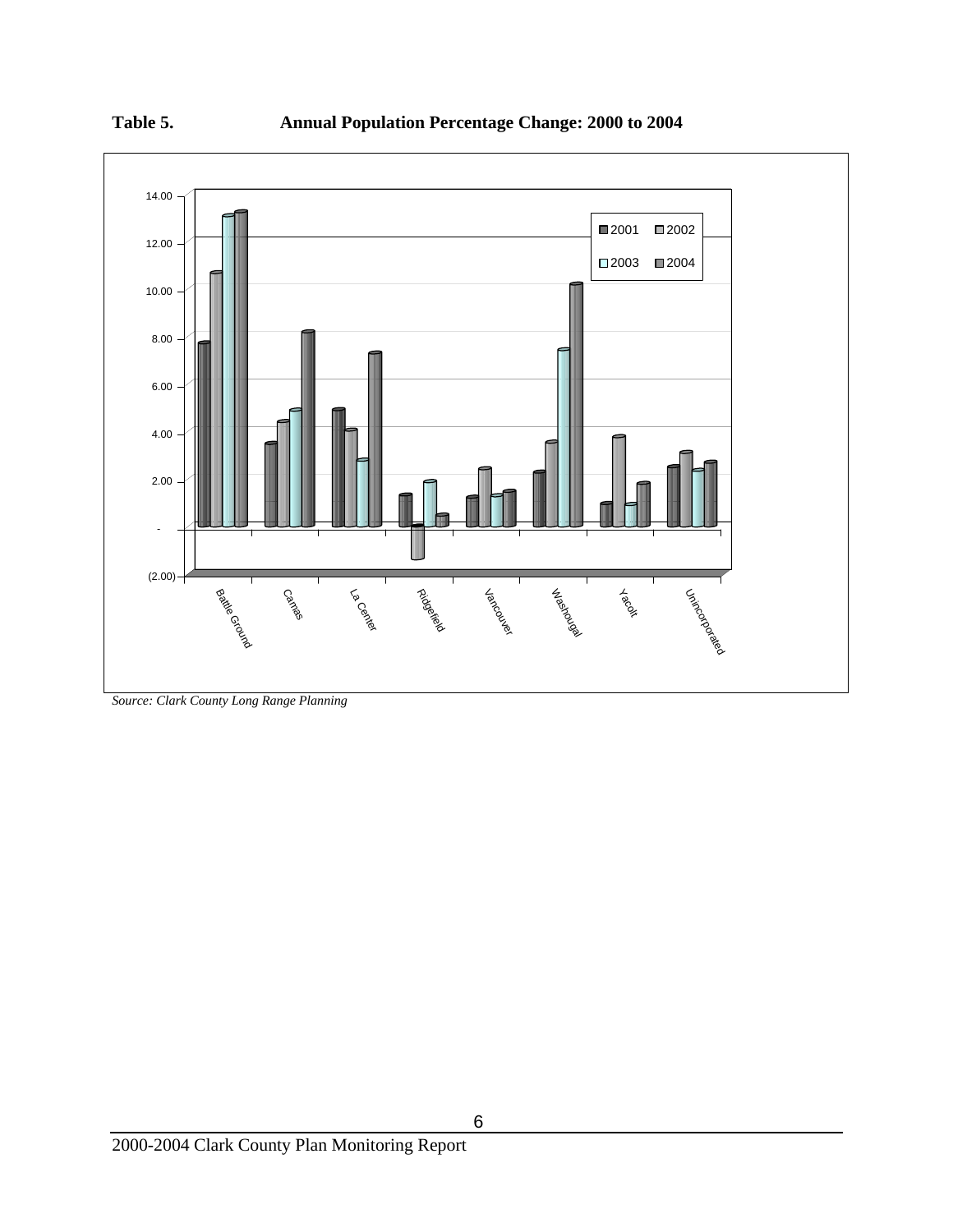**Table 5. Annual Population Percentage Change: 2000 to 2004**

*Source: Clark County Long Range Planning*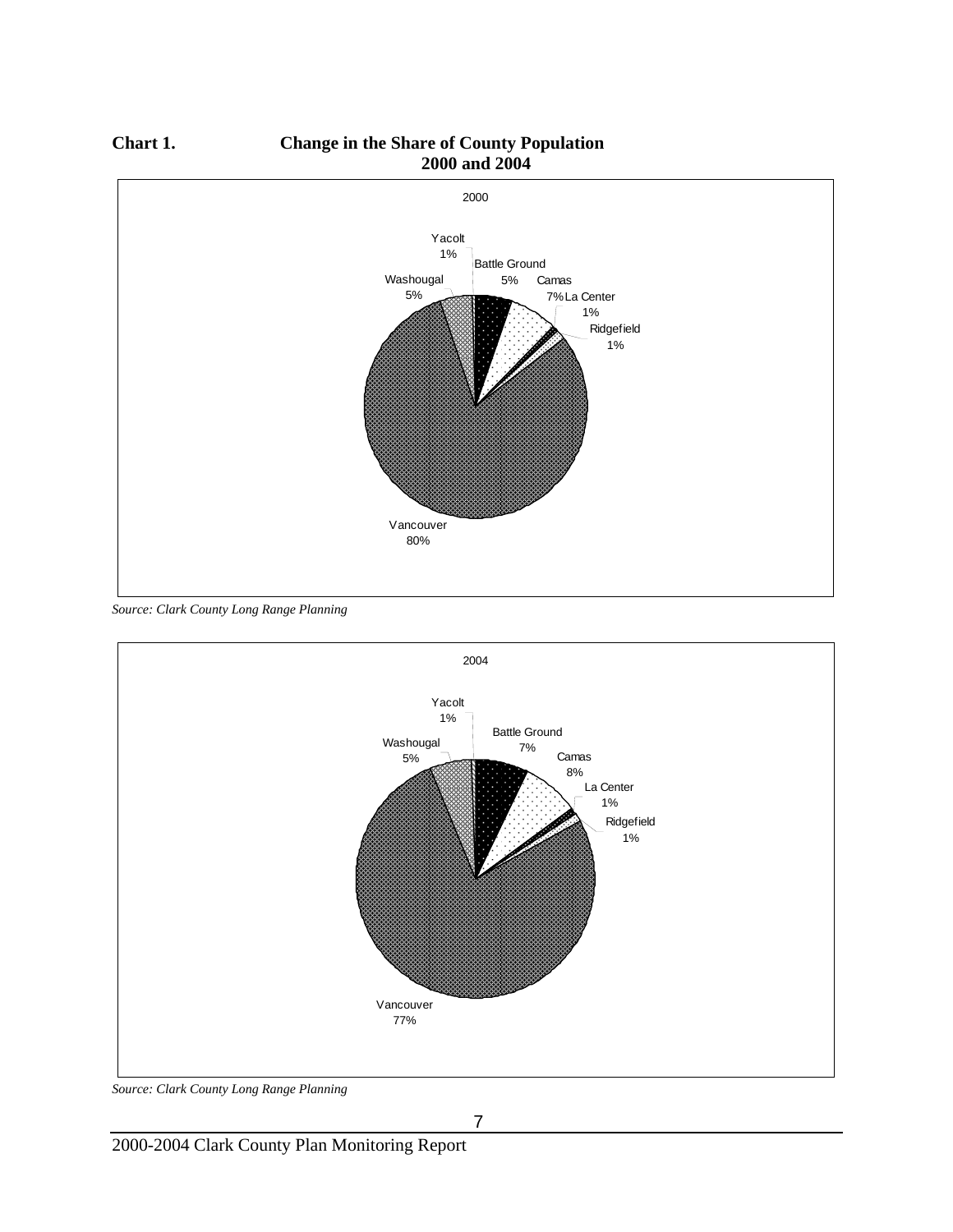**Chart 1. Change in the Share of County Population 2000 and 2004**

2000

| Area | Share |
|---|---|
| Yacolt | 1% |
| Battle Ground | 5% |
| Camas | 7% |
| La Center | 1% |
| Ridgefield | 1% |
| Vancouver | 80% |
| Washougal | 5% |

*Source: Clark County Long Range Planning*

2004

| Area | Share |
|---|---|
| Yacolt | 1% |
| Battle Ground | 7% |
| Camas | 8% |
| La Center | 1% |
| Ridgefield | 1% |
| Vancouver | 77% |
| Washougal | 5% |

*Source: Clark County Long Range Planning*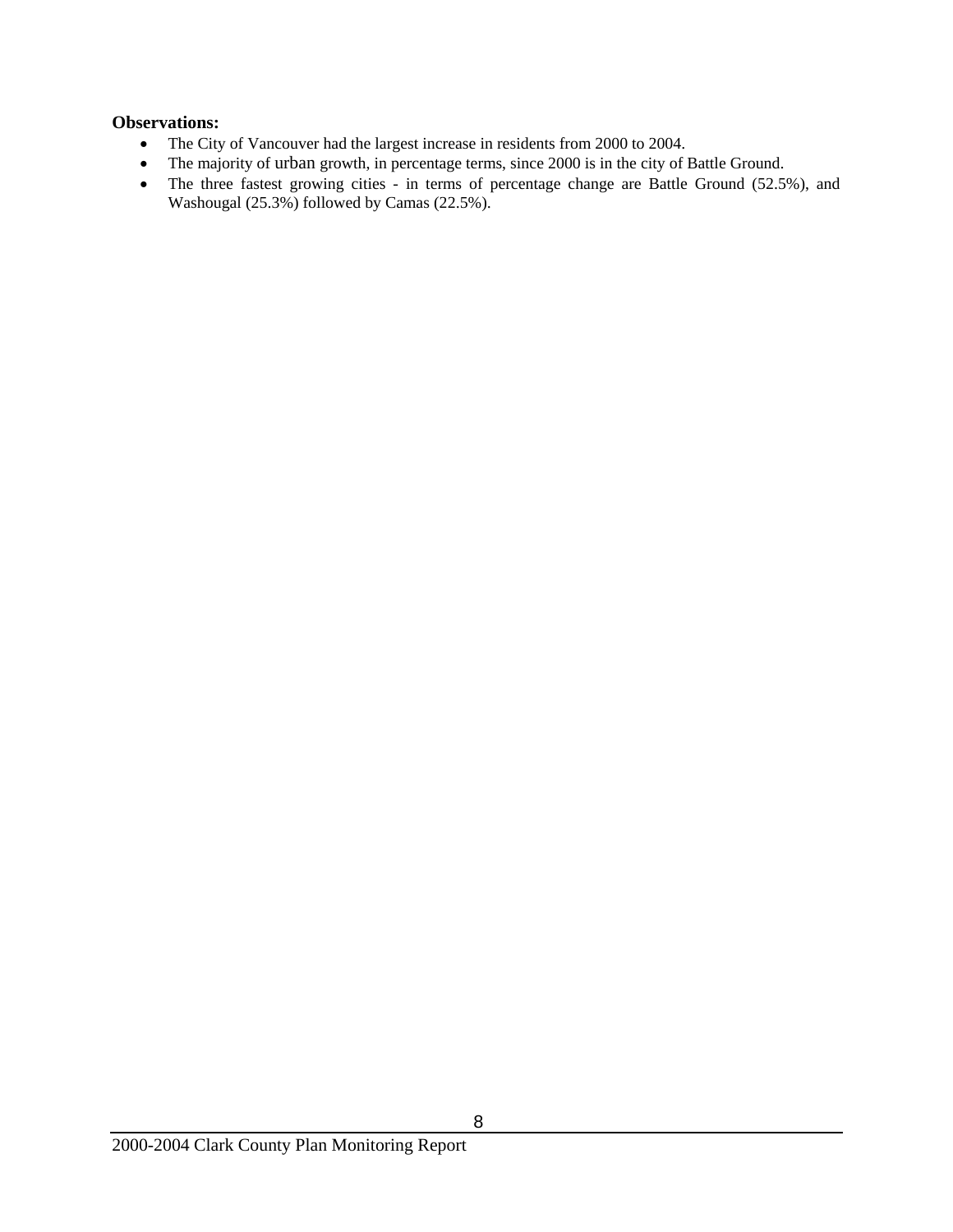**Observations:**

- The City of Vancouver had the largest increase in residents from 2000 to 2004.
- The majority of urban growth, in percentage terms, since 2000 is in the city of Battle Ground.
- The three fastest growing cities - in terms of percentage change are Battle Ground (52.5%), and Washougal (25.3%) followed by Camas (22.5%).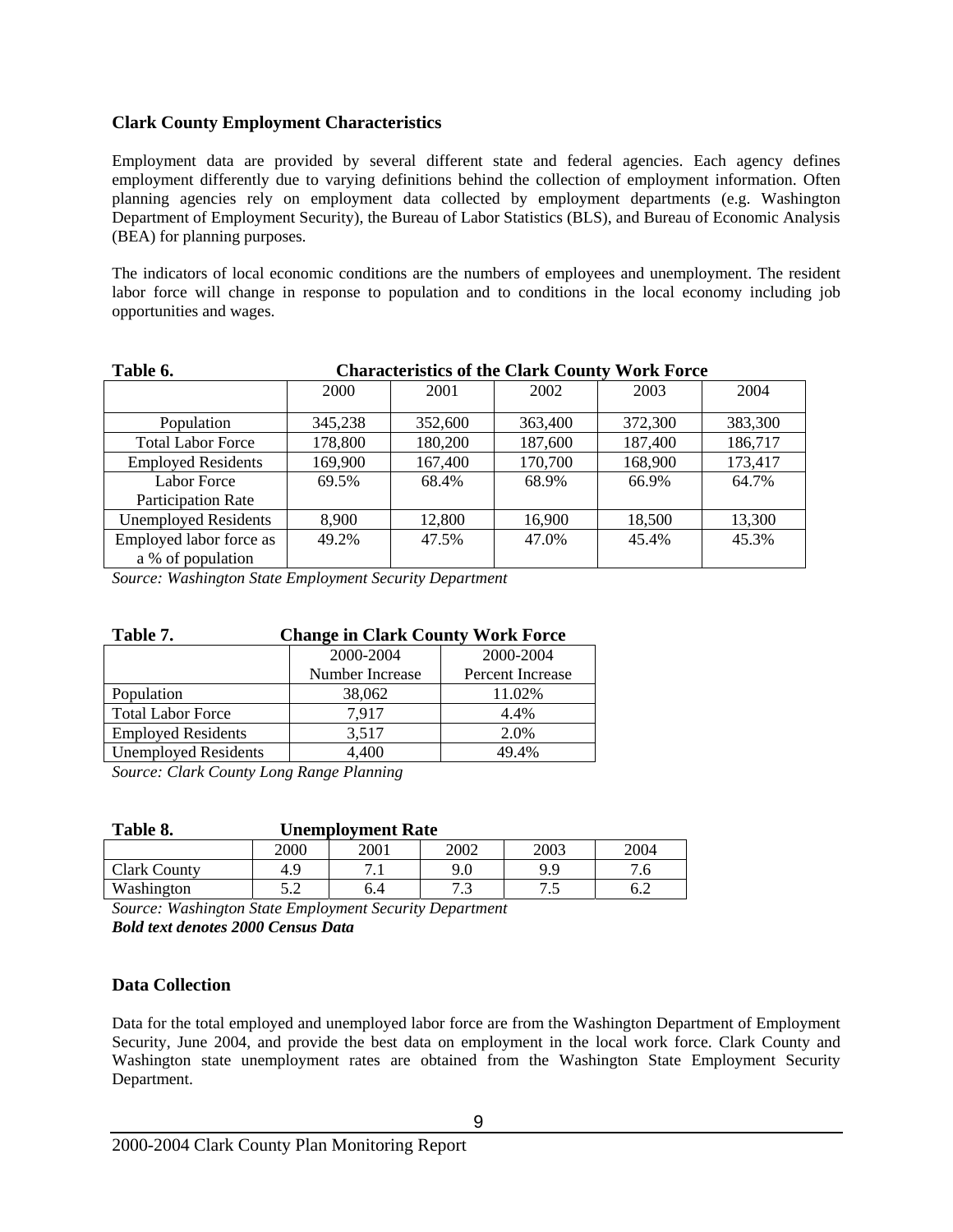## Clark County Employment Characteristics

Employment data are provided by several different state and federal agencies. Each agency defines employment differently due to varying definitions behind the collection of employment information. Often planning agencies rely on employment data collected by employment departments (e.g. Washington Department of Employment Security), the Bureau of Labor Statistics (BLS), and Bureau of Economic Analysis (BEA) for planning purposes.

The indicators of local economic conditions are the numbers of employees and unemployment. The resident labor force will change in response to population and to conditions in the local economy including job opportunities and wages.

**Table 6. Characteristics of the Clark County Work Force**

| | 2000 | 2001 | 2002 | 2003 | 2004 |
|---|---|---|---|---|---|
| Population | 345,238 | 352,600 | 363,400 | 372,300 | 383,300 |
| Total Labor Force | 178,800 | 180,200 | 187,600 | 187,400 | 186,717 |
| Employed Residents | 169,900 | 167,400 | 170,700 | 168,900 | 173,417 |
| Labor Force Participation Rate | 69.5% | 68.4% | 68.9% | 66.9% | 64.7% |
| Unemployed Residents | 8,900 | 12,800 | 16,900 | 18,500 | 13,300 |
| Employed labor force as a % of population | 49.2% | 47.5% | 47.0% | 45.4% | 45.3% |

*Source: Washington State Employment Security Department*

**Table 7. Change in Clark County Work Force**

| | 2000-2004 Number Increase | 2000-2004 Percent Increase |
|---|---|---|
| Population | 38,062 | 11.02% |
| Total Labor Force | 7,917 | 4.4% |
| Employed Residents | 3,517 | 2.0% |
| Unemployed Residents | 4,400 | 49.4% |

*Source: Clark County Long Range Planning*

**Table 8. Unemployment Rate**

| | 2000 | 2001 | 2002 | 2003 | 2004 |
|---|---|---|---|---|---|
| Clark County | 4.9 | 7.1 | 9.0 | 9.9 | 7.6 |
| Washington | 5.2 | 6.4 | 7.3 | 7.5 | 6.2 |

*Source: Washington State Employment Security Department*
***Bold text denotes 2000 Census Data***

## Data Collection

Data for the total employed and unemployed labor force are from the Washington Department of Employment Security, June 2004, and provide the best data on employment in the local work force. Clark County and Washington state unemployment rates are obtained from the Washington State Employment Security Department.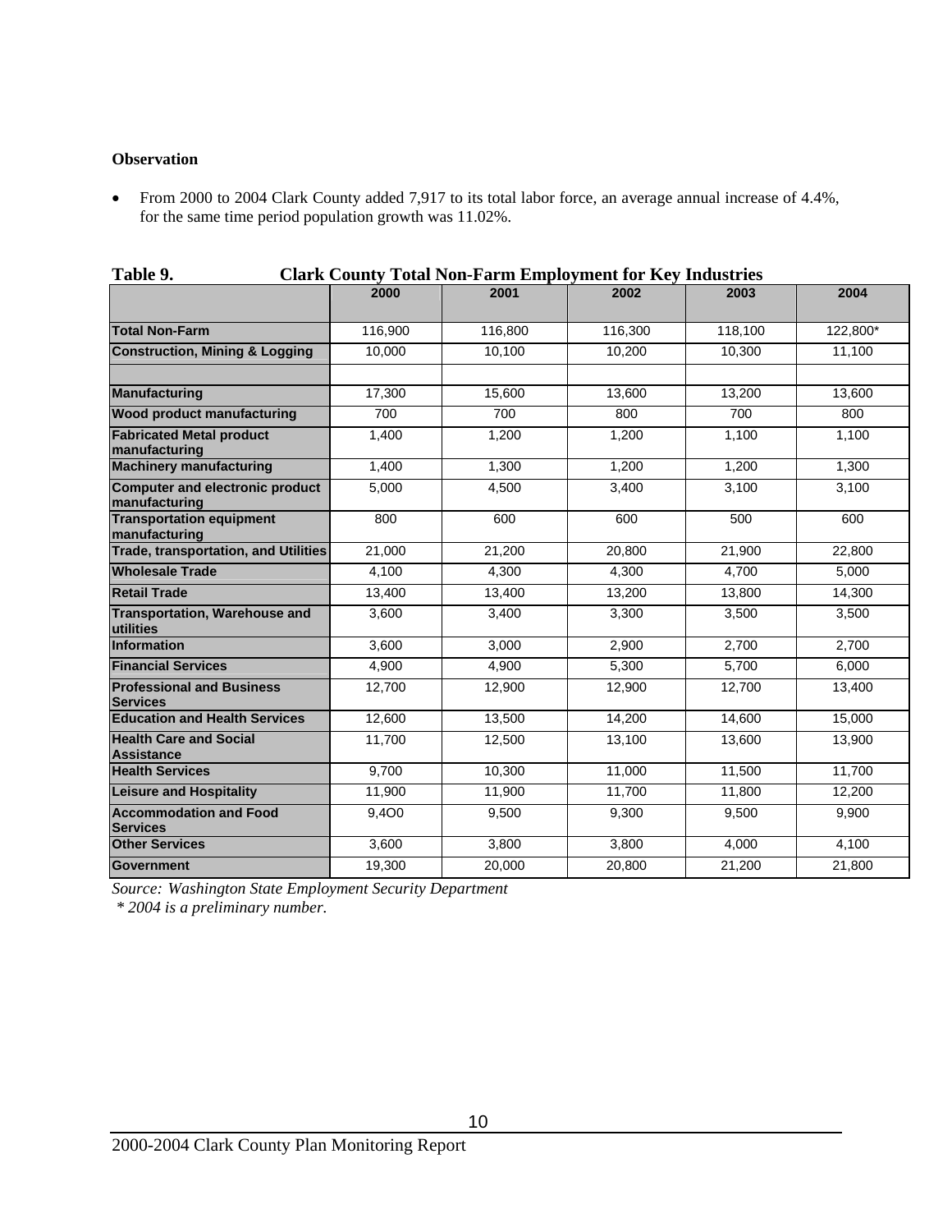**Observation**

- From 2000 to 2004 Clark County added 7,917 to its total labor force, an average annual increase of 4.4%, for the same time period population growth was 11.02%.

**Table 9. Clark County Total Non-Farm Employment for Key Industries**

| | 2000 | 2001 | 2002 | 2003 | 2004 |
|---|---|---|---|---|---|
| **Total Non-Farm** | 116,900 | 116,800 | 116,300 | 118,100 | 122,800* |
| **Construction, Mining & Logging** | 10,000 | 10,100 | 10,200 | 10,300 | 11,100 |
| | | | | | |
| **Manufacturing** | 17,300 | 15,600 | 13,600 | 13,200 | 13,600 |
| **Wood product manufacturing** | 700 | 700 | 800 | 700 | 800 |
| **Fabricated Metal product manufacturing** | 1,400 | 1,200 | 1,200 | 1,100 | 1,100 |
| **Machinery manufacturing** | 1,400 | 1,300 | 1,200 | 1,200 | 1,300 |
| **Computer and electronic product manufacturing** | 5,000 | 4,500 | 3,400 | 3,100 | 3,100 |
| **Transportation equipment manufacturing** | 800 | 600 | 600 | 500 | 600 |
| **Trade, transportation, and Utilities** | 21,000 | 21,200 | 20,800 | 21,900 | 22,800 |
| **Wholesale Trade** | 4,100 | 4,300 | 4,300 | 4,700 | 5,000 |
| **Retail Trade** | 13,400 | 13,400 | 13,200 | 13,800 | 14,300 |
| **Transportation, Warehouse and utilities** | 3,600 | 3,400 | 3,300 | 3,500 | 3,500 |
| **Information** | 3,600 | 3,000 | 2,900 | 2,700 | 2,700 |
| **Financial Services** | 4,900 | 4,900 | 5,300 | 5,700 | 6,000 |
| **Professional and Business Services** | 12,700 | 12,900 | 12,900 | 12,700 | 13,400 |
| **Education and Health Services** | 12,600 | 13,500 | 14,200 | 14,600 | 15,000 |
| **Health Care and Social Assistance** | 11,700 | 12,500 | 13,100 | 13,600 | 13,900 |
| **Health Services** | 9,700 | 10,300 | 11,000 | 11,500 | 11,700 |
| **Leisure and Hospitality** | 11,900 | 11,900 | 11,700 | 11,800 | 12,200 |
| **Accommodation and Food Services** | 9,4O0 | 9,500 | 9,300 | 9,500 | 9,900 |
| **Other Services** | 3,600 | 3,800 | 3,800 | 4,000 | 4,100 |
| **Government** | 19,300 | 20,000 | 20,800 | 21,200 | 21,800 |

*Source: Washington State Employment Security Department*

*\* 2004 is a preliminary number.*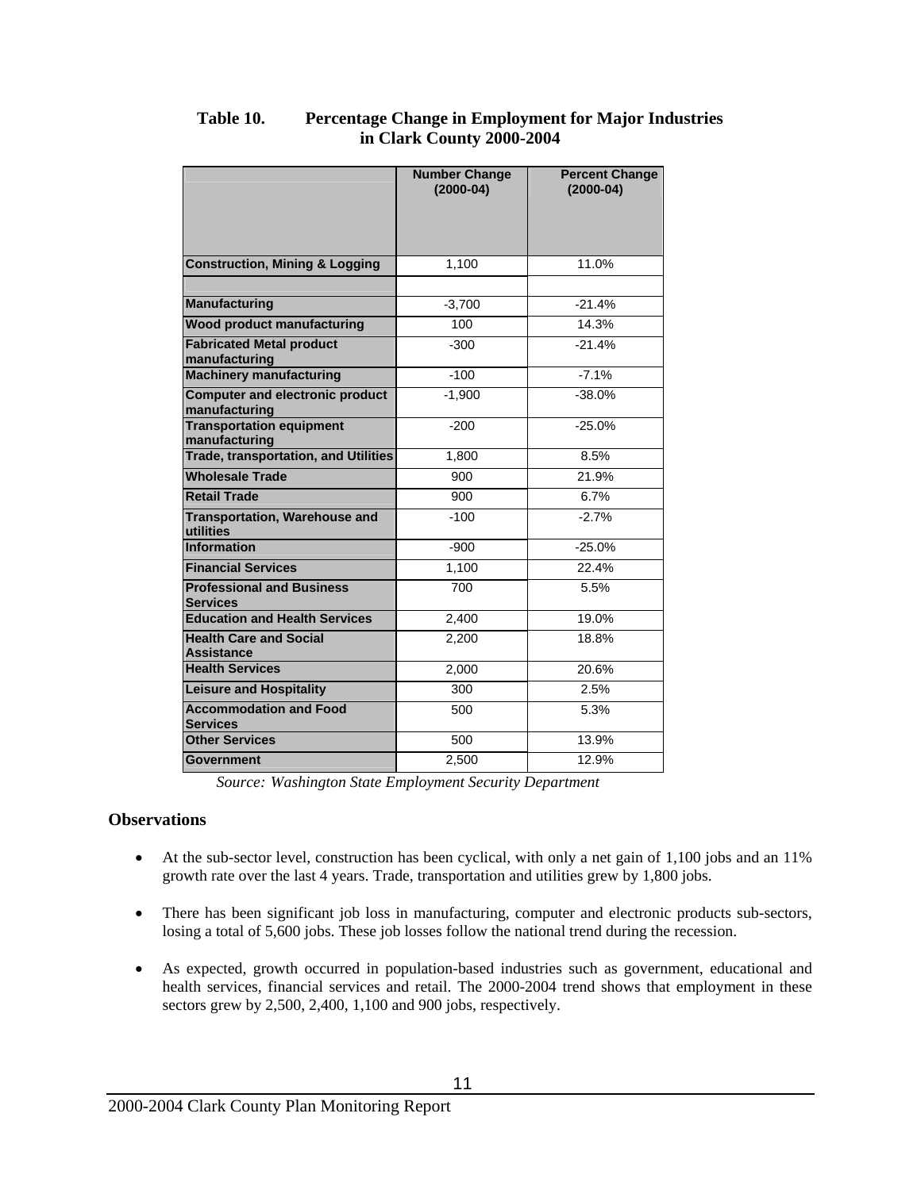**Table 10. Percentage Change in Employment for Major Industries in Clark County 2000-2004**

| | Number Change (2000-04) | Percent Change (2000-04) |
|---|---|---|
| **Construction, Mining & Logging** | 1,100 | 11.0% |
| | | |
| **Manufacturing** | -3,700 | -21.4% |
| **Wood product manufacturing** | 100 | 14.3% |
| **Fabricated Metal product manufacturing** | -300 | -21.4% |
| **Machinery manufacturing** | -100 | -7.1% |
| **Computer and electronic product manufacturing** | -1,900 | -38.0% |
| **Transportation equipment manufacturing** | -200 | -25.0% |
| **Trade, transportation, and Utilities** | 1,800 | 8.5% |
| **Wholesale Trade** | 900 | 21.9% |
| **Retail Trade** | 900 | 6.7% |
| **Transportation, Warehouse and utilities** | -100 | -2.7% |
| **Information** | -900 | -25.0% |
| **Financial Services** | 1,100 | 22.4% |
| **Professional and Business Services** | 700 | 5.5% |
| **Education and Health Services** | 2,400 | 19.0% |
| **Health Care and Social Assistance** | 2,200 | 18.8% |
| **Health Services** | 2,000 | 20.6% |
| **Leisure and Hospitality** | 300 | 2.5% |
| **Accommodation and Food Services** | 500 | 5.3% |
| **Other Services** | 500 | 13.9% |
| **Government** | 2,500 | 12.9% |

*Source: Washington State Employment Security Department*

### Observations

- At the sub-sector level, construction has been cyclical, with only a net gain of 1,100 jobs and an 11% growth rate over the last 4 years. Trade, transportation and utilities grew by 1,800 jobs.

- There has been significant job loss in manufacturing, computer and electronic products sub-sectors, losing a total of 5,600 jobs. These job losses follow the national trend during the recession.

- As expected, growth occurred in population-based industries such as government, educational and health services, financial services and retail. The 2000-2004 trend shows that employment in these sectors grew by 2,500, 2,400, 1,100 and 900 jobs, respectively.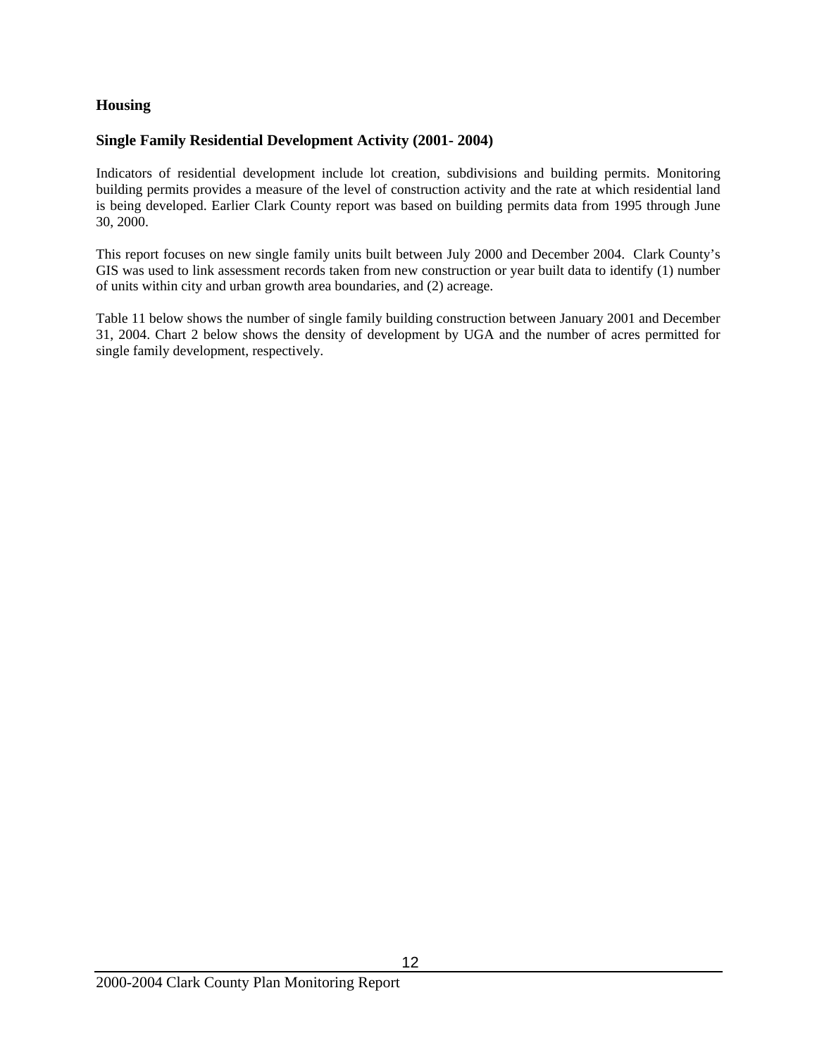## Housing

### Single Family Residential Development Activity (2001- 2004)

Indicators of residential development include lot creation, subdivisions and building permits. Monitoring building permits provides a measure of the level of construction activity and the rate at which residential land is being developed. Earlier Clark County report was based on building permits data from 1995 through June 30, 2000.

This report focuses on new single family units built between July 2000 and December 2004. Clark County's GIS was used to link assessment records taken from new construction or year built data to identify (1) number of units within city and urban growth area boundaries, and (2) acreage.

Table 11 below shows the number of single family building construction between January 2001 and December 31, 2004. Chart 2 below shows the density of development by UGA and the number of acres permitted for single family development, respectively.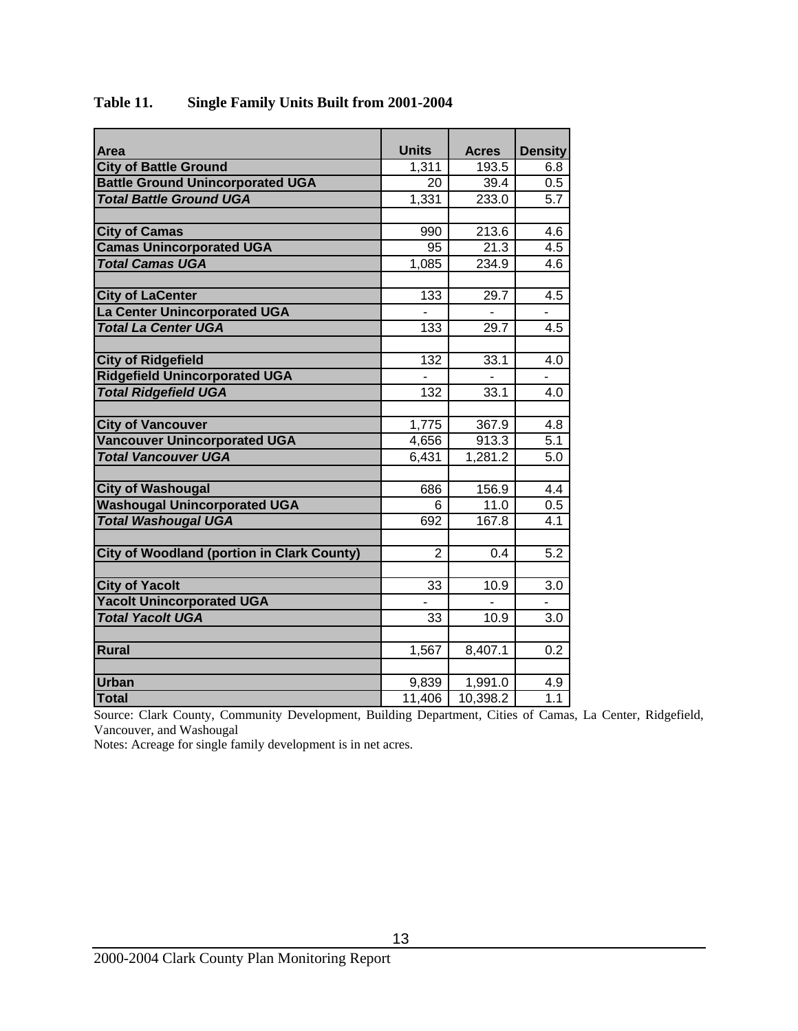**Table 11. Single Family Units Built from 2001-2004**

| Area | Units | Acres | Density |
|---|---|---|---|
| **City of Battle Ground** | 1,311 | 193.5 | 6.8 |
| **Battle Ground Unincorporated UGA** | 20 | 39.4 | 0.5 |
| ***Total Battle Ground UGA*** | 1,331 | 233.0 | 5.7 |
| | | | |
| **City of Camas** | 990 | 213.6 | 4.6 |
| **Camas Unincorporated UGA** | 95 | 21.3 | 4.5 |
| ***Total Camas UGA*** | 1,085 | 234.9 | 4.6 |
| | | | |
| **City of LaCenter** | 133 | 29.7 | 4.5 |
| **La Center Unincorporated UGA** | - | - | - |
| ***Total La Center UGA*** | 133 | 29.7 | 4.5 |
| | | | |
| **City of Ridgefield** | 132 | 33.1 | 4.0 |
| **Ridgefield Unincorporated UGA** | - | - | - |
| ***Total Ridgefield UGA*** | 132 | 33.1 | 4.0 |
| | | | |
| **City of Vancouver** | 1,775 | 367.9 | 4.8 |
| **Vancouver Unincorporated UGA** | 4,656 | 913.3 | 5.1 |
| ***Total Vancouver UGA*** | 6,431 | 1,281.2 | 5.0 |
| | | | |
| **City of Washougal** | 686 | 156.9 | 4.4 |
| **Washougal Unincorporated UGA** | 6 | 11.0 | 0.5 |
| ***Total Washougal UGA*** | 692 | 167.8 | 4.1 |
| | | | |
| **City of Woodland (portion in Clark County)** | 2 | 0.4 | 5.2 |
| | | | |
| **City of Yacolt** | 33 | 10.9 | 3.0 |
| **Yacolt Unincorporated UGA** | - | - | - |
| ***Total Yacolt UGA*** | 33 | 10.9 | 3.0 |
| | | | |
| **Rural** | 1,567 | 8,407.1 | 0.2 |
| | | | |
| **Urban** | 9,839 | 1,991.0 | 4.9 |
| **Total** | 11,406 | 10,398.2 | 1.1 |

Source: Clark County, Community Development, Building Department, Cities of Camas, La Center, Ridgefield, Vancouver, and Washougal

Notes: Acreage for single family development is in net acres.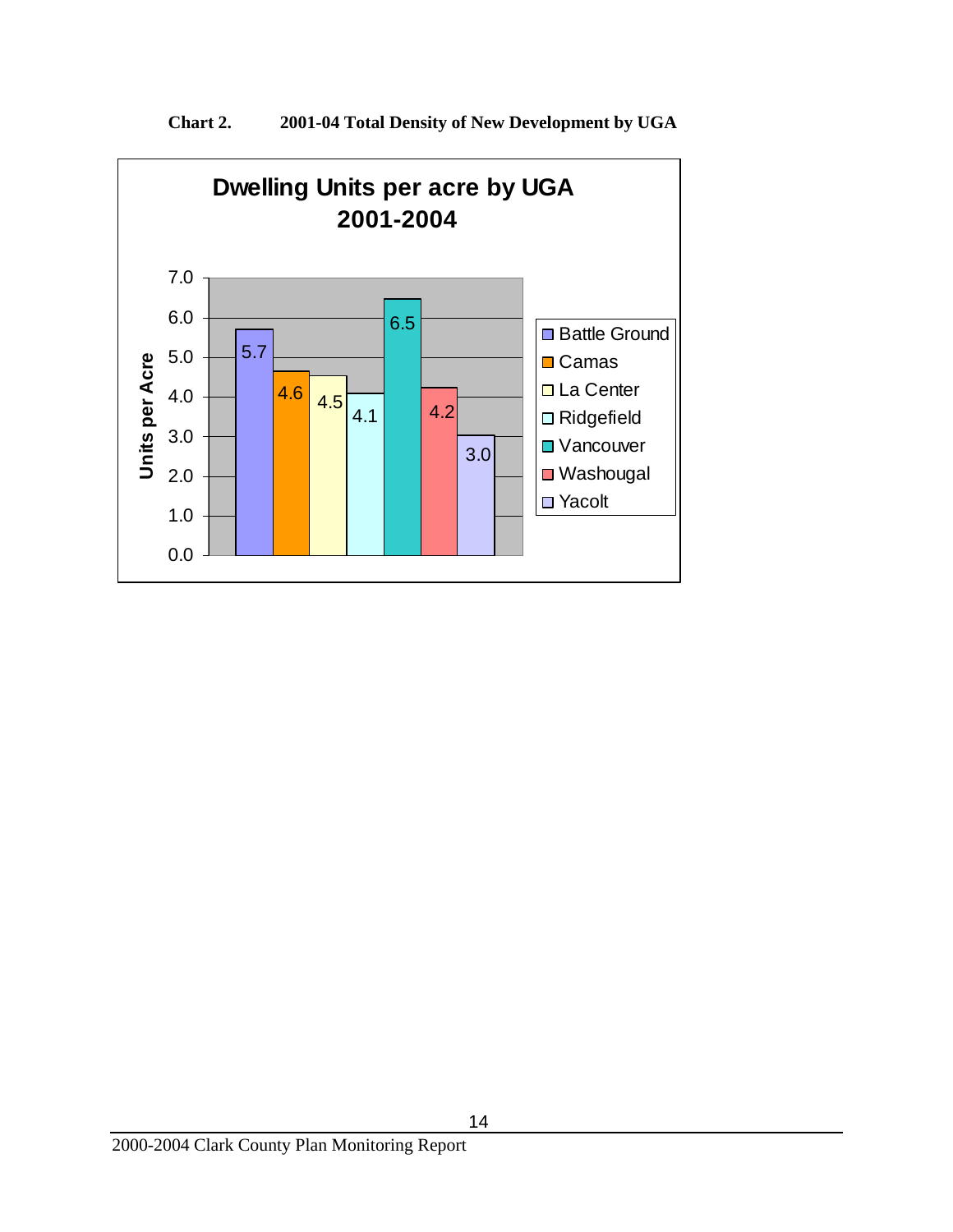**Chart 2. 2001-04 Total Density of New Development by UGA**

**Dwelling Units per acre by UGA 2001-2004**

| UGA | Units per Acre |
|---|---|
| Battle Ground | 5.7 |
| Camas | 4.6 |
| La Center | 4.5 |
| Ridgefield | 4.1 |
| Vancouver | 6.5 |
| Washougal | 4.2 |
| Yacolt | 3.0 |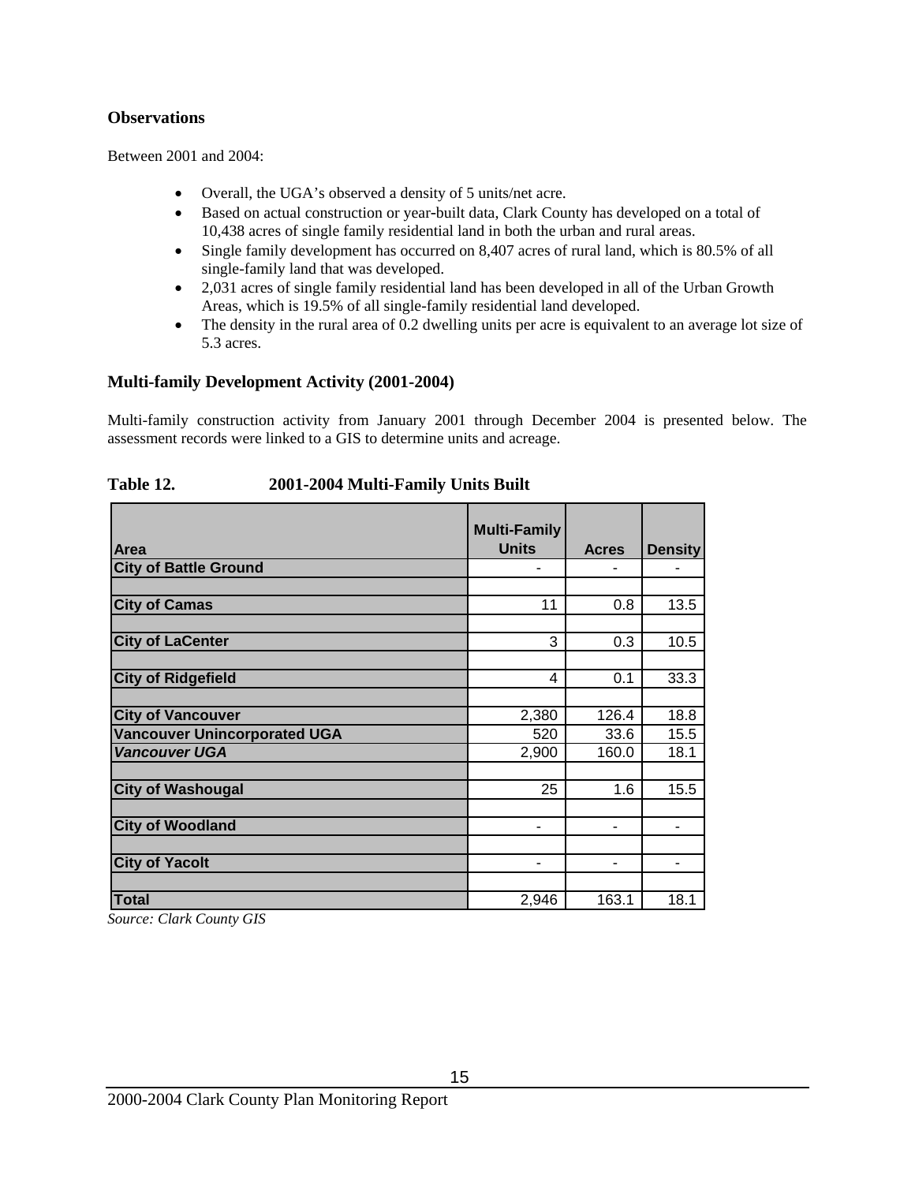### Observations

Between 2001 and 2004:

- Overall, the UGA's observed a density of 5 units/net acre.
- Based on actual construction or year-built data, Clark County has developed on a total of 10,438 acres of single family residential land in both the urban and rural areas.
- Single family development has occurred on 8,407 acres of rural land, which is 80.5% of all single-family land that was developed.
- 2,031 acres of single family residential land has been developed in all of the Urban Growth Areas, which is 19.5% of all single-family residential land developed.
- The density in the rural area of 0.2 dwelling units per acre is equivalent to an average lot size of 5.3 acres.

### Multi-family Development Activity (2001-2004)

Multi-family construction activity from January 2001 through December 2004 is presented below. The assessment records were linked to a GIS to determine units and acreage.

**Table 12. 2001-2004 Multi-Family Units Built**

| Area | Multi-Family Units | Acres | Density |
|---|---|---|---|
| **City of Battle Ground** | - | - | - |
| | | | |
| **City of Camas** | 11 | 0.8 | 13.5 |
| | | | |
| **City of LaCenter** | 3 | 0.3 | 10.5 |
| | | | |
| **City of Ridgefield** | 4 | 0.1 | 33.3 |
| | | | |
| **City of Vancouver** | 2,380 | 126.4 | 18.8 |
| **Vancouver Unincorporated UGA** | 520 | 33.6 | 15.5 |
| ***Vancouver UGA*** | 2,900 | 160.0 | 18.1 |
| | | | |
| **City of Washougal** | 25 | 1.6 | 15.5 |
| | | | |
| **City of Woodland** | - | - | - |
| | | | |
| **City of Yacolt** | - | - | - |
| | | | |
| **Total** | 2,946 | 163.1 | 18.1 |

*Source: Clark County GIS*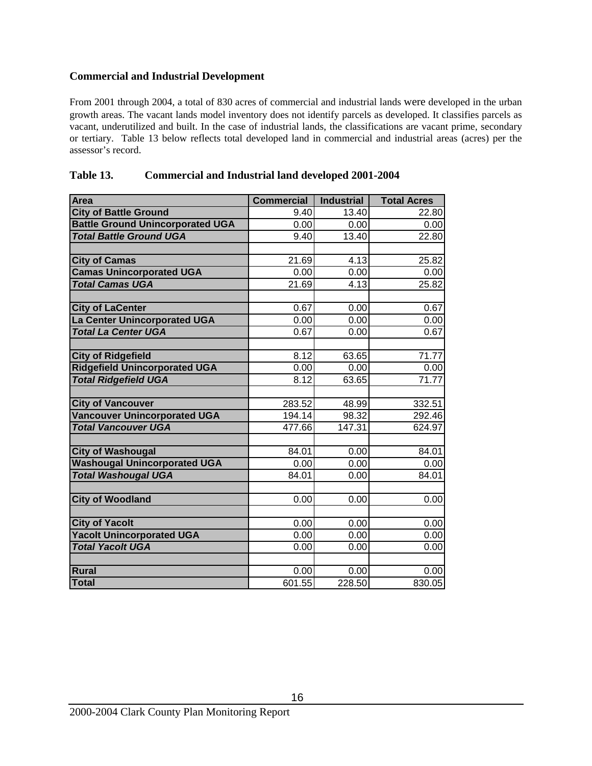### Commercial and Industrial Development

From 2001 through 2004, a total of 830 acres of commercial and industrial lands were developed in the urban growth areas. The vacant lands model inventory does not identify parcels as developed. It classifies parcels as vacant, underutilized and built. In the case of industrial lands, the classifications are vacant prime, secondary or tertiary. Table 13 below reflects total developed land in commercial and industrial areas (acres) per the assessor's record.

**Table 13. Commercial and Industrial land developed 2001-2004**

| Area | Commercial | Industrial | Total Acres |
|---|---|---|---|
| **City of Battle Ground** | 9.40 | 13.40 | 22.80 |
| **Battle Ground Unincorporated UGA** | 0.00 | 0.00 | 0.00 |
| ***Total Battle Ground UGA*** | 9.40 | 13.40 | 22.80 |
| | | | |
| **City of Camas** | 21.69 | 4.13 | 25.82 |
| **Camas Unincorporated UGA** | 0.00 | 0.00 | 0.00 |
| ***Total Camas UGA*** | 21.69 | 4.13 | 25.82 |
| | | | |
| **City of LaCenter** | 0.67 | 0.00 | 0.67 |
| **La Center Unincorporated UGA** | 0.00 | 0.00 | 0.00 |
| ***Total La Center UGA*** | 0.67 | 0.00 | 0.67 |
| | | | |
| **City of Ridgefield** | 8.12 | 63.65 | 71.77 |
| **Ridgefield Unincorporated UGA** | 0.00 | 0.00 | 0.00 |
| ***Total Ridgefield UGA*** | 8.12 | 63.65 | 71.77 |
| | | | |
| **City of Vancouver** | 283.52 | 48.99 | 332.51 |
| **Vancouver Unincorporated UGA** | 194.14 | 98.32 | 292.46 |
| ***Total Vancouver UGA*** | 477.66 | 147.31 | 624.97 |
| | | | |
| **City of Washougal** | 84.01 | 0.00 | 84.01 |
| **Washougal Unincorporated UGA** | 0.00 | 0.00 | 0.00 |
| ***Total Washougal UGA*** | 84.01 | 0.00 | 84.01 |
| | | | |
| **City of Woodland** | 0.00 | 0.00 | 0.00 |
| | | | |
| **City of Yacolt** | 0.00 | 0.00 | 0.00 |
| **Yacolt Unincorporated UGA** | 0.00 | 0.00 | 0.00 |
| ***Total Yacolt UGA*** | 0.00 | 0.00 | 0.00 |
| | | | |
| **Rural** | 0.00 | 0.00 | 0.00 |
| **Total** | 601.55 | 228.50 | 830.05 |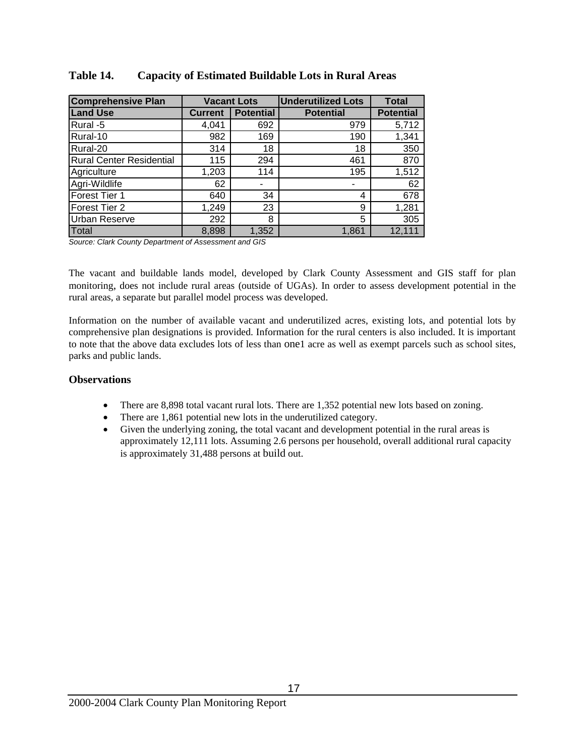**Table 14. Capacity of Estimated Buildable Lots in Rural Areas**

| Comprehensive Plan | Vacant Lots | | Underutilized Lots | Total |
|---|---|---|---|---|
| Land Use | Current | Potential | Potential | Potential |
| Rural -5 | 4,041 | 692 | 979 | 5,712 |
| Rural-10 | 982 | 169 | 190 | 1,341 |
| Rural-20 | 314 | 18 | 18 | 350 |
| Rural Center Residential | 115 | 294 | 461 | 870 |
| Agriculture | 1,203 | 114 | 195 | 1,512 |
| Agri-Wildlife | 62 | - | - | 62 |
| Forest Tier 1 | 640 | 34 | 4 | 678 |
| Forest Tier 2 | 1,249 | 23 | 9 | 1,281 |
| Urban Reserve | 292 | 8 | 5 | 305 |
| Total | 8,898 | 1,352 | 1,861 | 12,111 |

*Source: Clark County Department of Assessment and GIS*

The vacant and buildable lands model, developed by Clark County Assessment and GIS staff for plan monitoring, does not include rural areas (outside of UGAs). In order to assess development potential in the rural areas, a separate but parallel model process was developed.

Information on the number of available vacant and underutilized acres, existing lots, and potential lots by comprehensive plan designations is provided. Information for the rural centers is also included. It is important to note that the above data excludes lots of less than one1 acre as well as exempt parcels such as school sites, parks and public lands.

### Observations

- There are 8,898 total vacant rural lots. There are 1,352 potential new lots based on zoning.
- There are 1,861 potential new lots in the underutilized category.
- Given the underlying zoning, the total vacant and development potential in the rural areas is approximately 12,111 lots. Assuming 2.6 persons per household, overall additional rural capacity is approximately 31,488 persons at build out.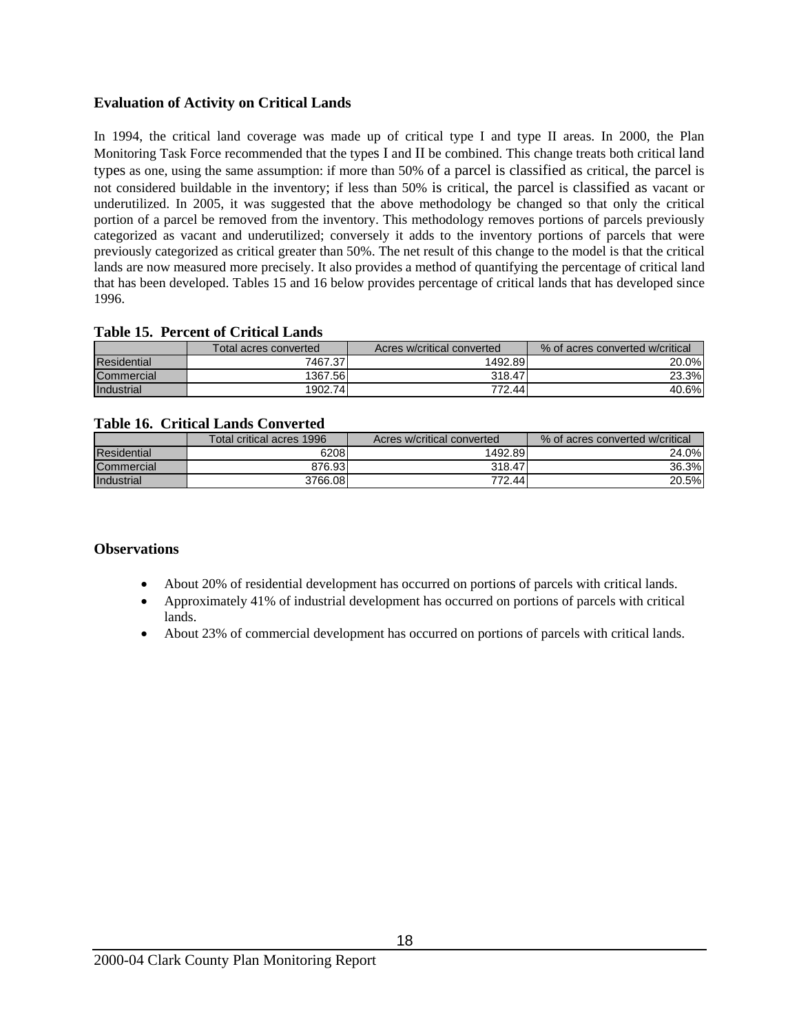## Evaluation of Activity on Critical Lands

In 1994, the critical land coverage was made up of critical type I and type II areas. In 2000, the Plan Monitoring Task Force recommended that the types I and II be combined. This change treats both critical land types as one, using the same assumption: if more than 50% of a parcel is classified as critical, the parcel is not considered buildable in the inventory; if less than 50% is critical, the parcel is classified as vacant or underutilized. In 2005, it was suggested that the above methodology be changed so that only the critical portion of a parcel be removed from the inventory. This methodology removes portions of parcels previously categorized as vacant and underutilized; conversely it adds to the inventory portions of parcels that were previously categorized as critical greater than 50%. The net result of this change to the model is that the critical lands are now measured more precisely. It also provides a method of quantifying the percentage of critical land that has been developed. Tables 15 and 16 below provides percentage of critical lands that has developed since 1996.

**Table 15. Percent of Critical Lands**

| | Total acres converted | Acres w/critical converted | % of acres converted w/critical |
|---|---|---|---|
| Residential | 7467.37 | 1492.89 | 20.0% |
| Commercial | 1367.56 | 318.47 | 23.3% |
| Industrial | 1902.74 | 772.44 | 40.6% |

**Table 16. Critical Lands Converted**

| | Total critical acres 1996 | Acres w/critical converted | % of acres converted w/critical |
|---|---|---|---|
| Residential | 6208 | 1492.89 | 24.0% |
| Commercial | 876.93 | 318.47 | 36.3% |
| Industrial | 3766.08 | 772.44 | 20.5% |

## Observations

- About 20% of residential development has occurred on portions of parcels with critical lands.
- Approximately 41% of industrial development has occurred on portions of parcels with critical lands.
- About 23% of commercial development has occurred on portions of parcels with critical lands.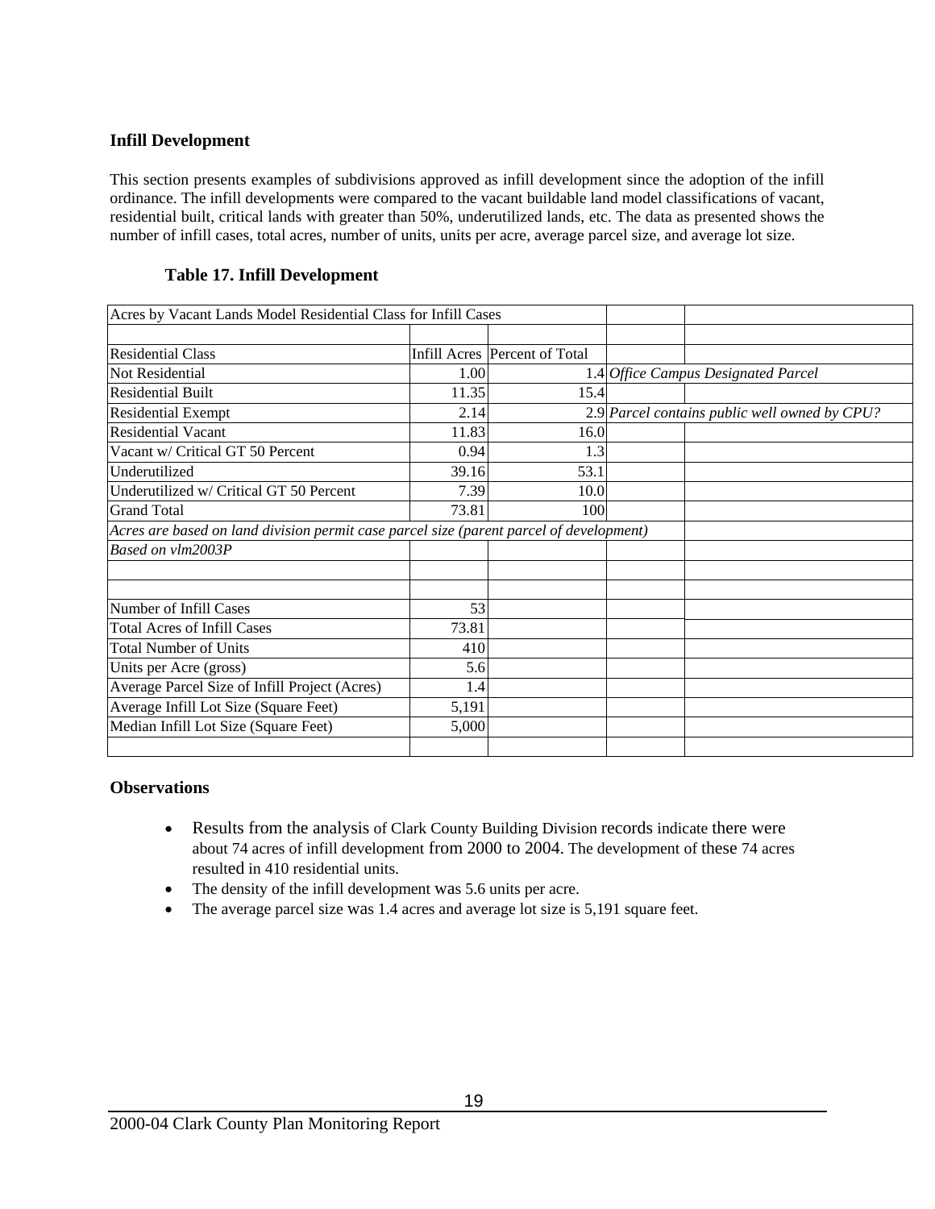## Infill Development

This section presents examples of subdivisions approved as infill development since the adoption of the infill ordinance. The infill developments were compared to the vacant buildable land model classifications of vacant, residential built, critical lands with greater than 50%, underutilized lands, etc. The data as presented shows the number of infill cases, total acres, number of units, units per acre, average parcel size, and average lot size.

### Table 17. Infill Development

| Acres by Vacant Lands Model Residential Class for Infill Cases | | | |
|---|---|---|---|
| | | | |
| Residential Class | Infill Acres | Percent of Total | |
| Not Residential | 1.00 | 1.4 | *Office Campus Designated Parcel* |
| Residential Built | 11.35 | 15.4 | |
| Residential Exempt | 2.14 | 2.9 | *Parcel contains public well owned by CPU?* |
| Residential Vacant | 11.83 | 16.0 | |
| Vacant w/ Critical GT 50 Percent | 0.94 | 1.3 | |
| Underutilized | 39.16 | 53.1 | |
| Underutilized w/ Critical GT 50 Percent | 7.39 | 10.0 | |
| Grand Total | 73.81 | 100 | |
| *Acres are based on land division permit case parcel size (parent parcel of development)* | | | |
| *Based on vlm2003P* | | | |
| | | | |
| | | | |
| Number of Infill Cases | 53 | | |
| Total Acres of Infill Cases | 73.81 | | |
| Total Number of Units | 410 | | |
| Units per Acre (gross) | 5.6 | | |
| Average Parcel Size of Infill Project (Acres) | 1.4 | | |
| Average Infill Lot Size (Square Feet) | 5,191 | | |
| Median Infill Lot Size (Square Feet) | 5,000 | | |

### Observations

- Results from the analysis of Clark County Building Division records indicate there were about 74 acres of infill development from 2000 to 2004. The development of these 74 acres resulted in 410 residential units.
- The density of the infill development was 5.6 units per acre.
- The average parcel size was 1.4 acres and average lot size is 5,191 square feet.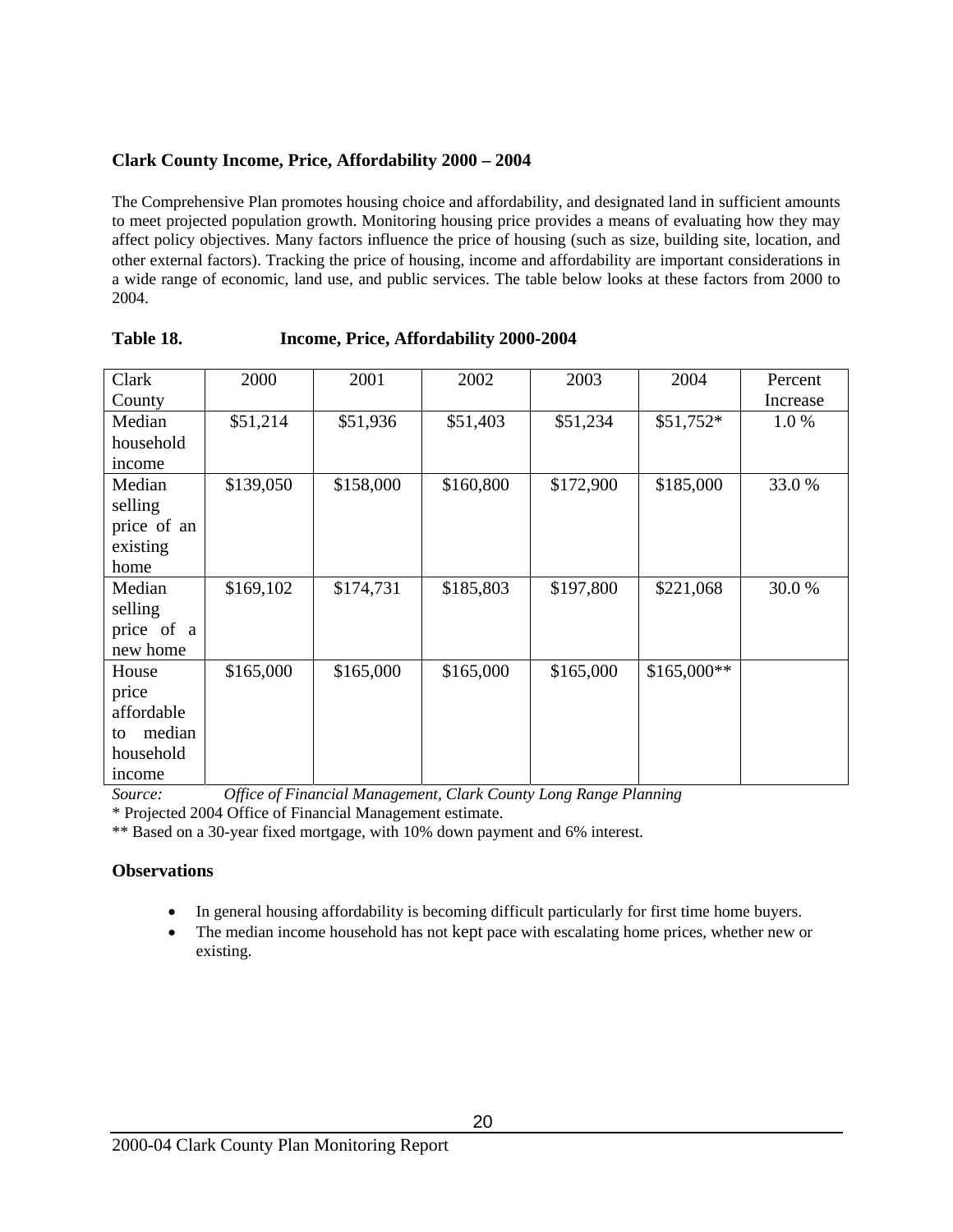### Clark County Income, Price, Affordability 2000 – 2004

The Comprehensive Plan promotes housing choice and affordability, and designated land in sufficient amounts to meet projected population growth. Monitoring housing price provides a means of evaluating how they may affect policy objectives. Many factors influence the price of housing (such as size, building site, location, and other external factors). Tracking the price of housing, income and affordability are important considerations in a wide range of economic, land use, and public services. The table below looks at these factors from 2000 to 2004.

**Table 18. Income, Price, Affordability 2000-2004**

| Clark County | 2000 | 2001 | 2002 | 2003 | 2004 | Percent Increase |
|---|---|---|---|---|---|---|
| Median household income | $51,214 | $51,936 | $51,403 | $51,234 | $51,752* | 1.0 % |
| Median selling price of an existing home | $139,050 | $158,000 | $160,800 | $172,900 | $185,000 | 33.0 % |
| Median selling price of a new home | $169,102 | $174,731 | $185,803 | $197,800 | $221,068 | 30.0 % |
| House price affordable to median household income | $165,000 | $165,000 | $165,000 | $165,000 | $165,000** | |

*Source: Office of Financial Management, Clark County Long Range Planning*

* Projected 2004 Office of Financial Management estimate.

** Based on a 30-year fixed mortgage, with 10% down payment and 6% interest.

### Observations

- In general housing affordability is becoming difficult particularly for first time home buyers.
- The median income household has not kept pace with escalating home prices, whether new or existing.